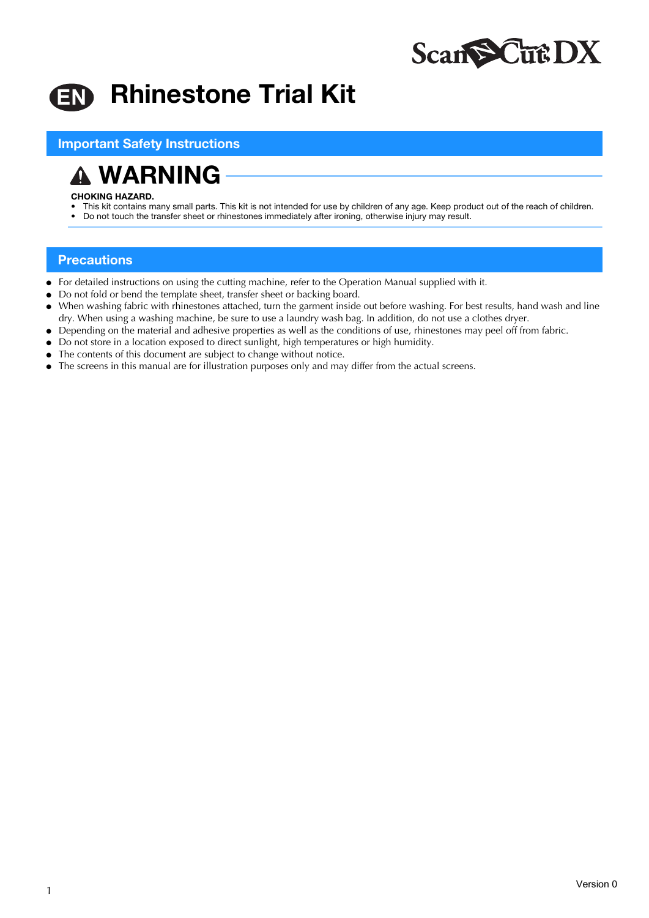ScanNCut DX

# EN Rhinestone Trial Kit

## Important Safety Instructions

### ⚠ WARNING

**CHOKING HAZARD.**

- This kit contains many small parts. This kit is not intended for use by children of any age. Keep product out of the reach of children.
- Do not touch the transfer sheet or rhinestones immediately after ironing, otherwise injury may result.

## Precautions

- For detailed instructions on using the cutting machine, refer to the Operation Manual supplied with it.
- Do not fold or bend the template sheet, transfer sheet or backing board.
- When washing fabric with rhinestones attached, turn the garment inside out before washing. For best results, hand wash and line dry. When using a washing machine, be sure to use a laundry wash bag. In addition, do not use a clothes dryer.
- Depending on the material and adhesive properties as well as the conditions of use, rhinestones may peel off from fabric.
- Do not store in a location exposed to direct sunlight, high temperatures or high humidity.
- The contents of this document are subject to change without notice.
- The screens in this manual are for illustration purposes only and may differ from the actual screens.

Version 0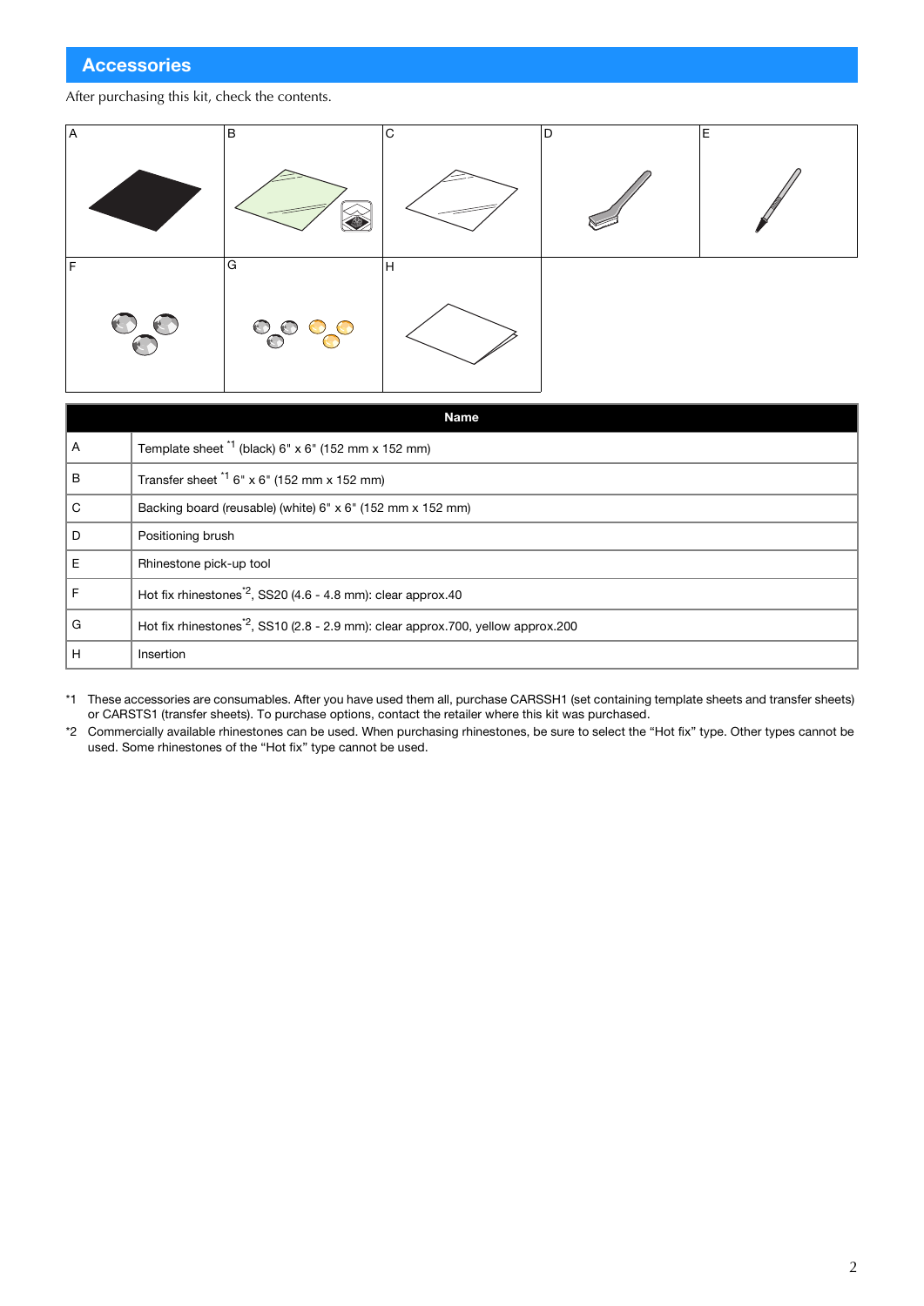## Accessories

After purchasing this kit, check the contents.

| | Name |
|---|---|
| A | Template sheet [*1] (black) 6" x 6" (152 mm x 152 mm) |
| B | Transfer sheet [*1] 6" x 6" (152 mm x 152 mm) |
| C | Backing board (reusable) (white) 6" x 6" (152 mm x 152 mm) |
| D | Positioning brush |
| E | Rhinestone pick-up tool |
| F | Hot fix rhinestones[*2], SS20 (4.6 - 4.8 mm): clear approx.40 |
| G | Hot fix rhinestones[*2], SS10 (2.8 - 2.9 mm): clear approx.700, yellow approx.200 |
| H | Insertion |

*1 These accessories are consumables. After you have used them all, purchase CARSSH1 (set containing template sheets and transfer sheets) or CARSTS1 (transfer sheets). To purchase options, contact the retailer where this kit was purchased.

*2 Commercially available rhinestones can be used. When purchasing rhinestones, be sure to select the “Hot fix” type. Other types cannot be used. Some rhinestones of the “Hot fix” type cannot be used.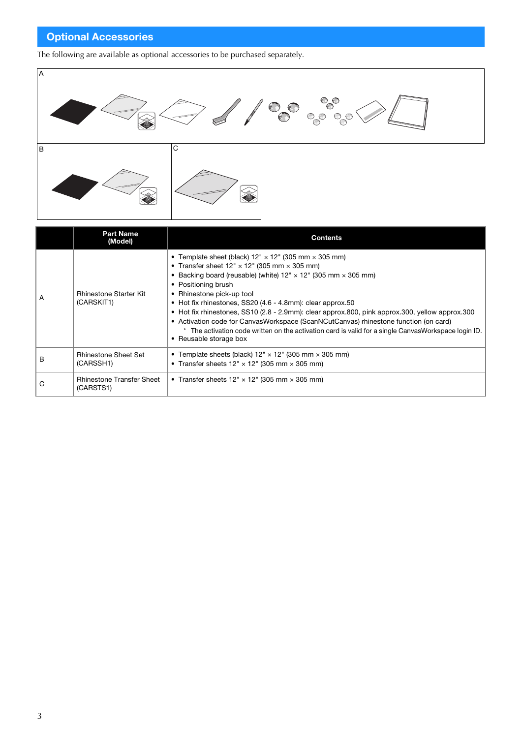## Optional Accessories

The following are available as optional accessories to be purchased separately.

A

B

C

| | Part Name (Model) | Contents |
|---|---|---|
| A | Rhinestone Starter Kit (CARSKIT1) | • Template sheet (black) 12" × 12" (305 mm × 305 mm)<br>• Transfer sheet 12" × 12" (305 mm × 305 mm)<br>• Backing board (reusable) (white) 12" × 12" (305 mm × 305 mm)<br>• Positioning brush<br>• Rhinestone pick-up tool<br>• Hot fix rhinestones, SS20 (4.6 - 4.8mm): clear approx.50<br>• Hot fix rhinestones, SS10 (2.8 - 2.9mm): clear approx.800, pink approx.300, yellow approx.300<br>• Activation code for CanvasWorkspace (ScanNCutCanvas) rhinestone function (on card)<br>  * The activation code written on the activation card is valid for a single CanvasWorkspace login ID.<br>• Reusable storage box |
| B | Rhinestone Sheet Set (CARSSH1) | • Template sheets (black) 12" × 12" (305 mm × 305 mm)<br>• Transfer sheets 12" × 12" (305 mm × 305 mm) |
| C | Rhinestone Transfer Sheet (CARSTS1) | • Transfer sheets 12" × 12" (305 mm × 305 mm) |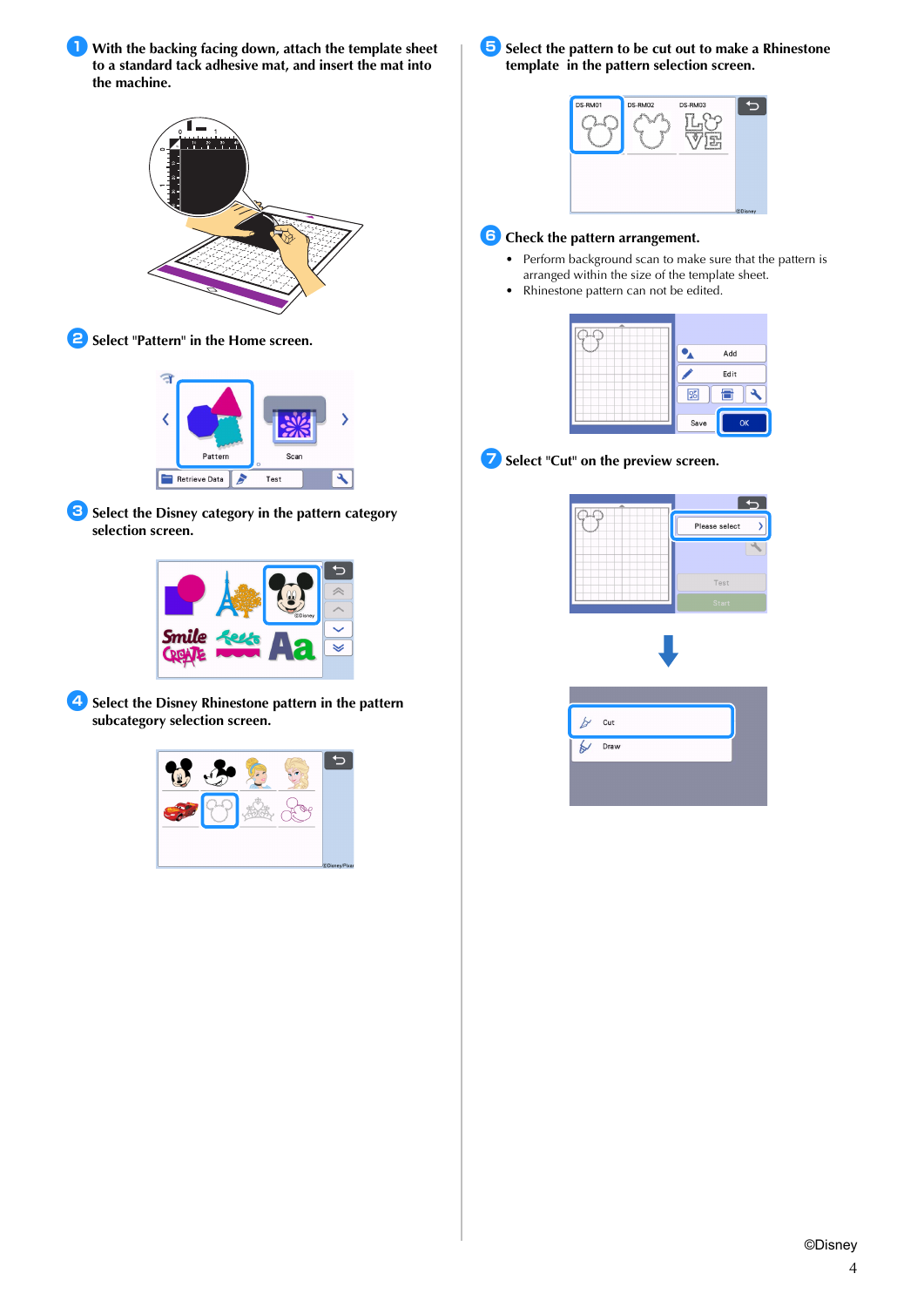1. **With the backing facing down, attach the template sheet to a standard tack adhesive mat, and insert the mat into the machine.**

2. **Select "Pattern" in the Home screen.**

3. **Select the Disney category in the pattern category selection screen.**

4. **Select the Disney Rhinestone pattern in the pattern subcategory selection screen.**

5. **Select the pattern to be cut out to make a Rhinestone template in the pattern selection screen.**

6. **Check the pattern arrangement.**
   - Perform background scan to make sure that the pattern is arranged within the size of the template sheet.
   - Rhinestone pattern can not be edited.

7. **Select "Cut" on the preview screen.**

©Disney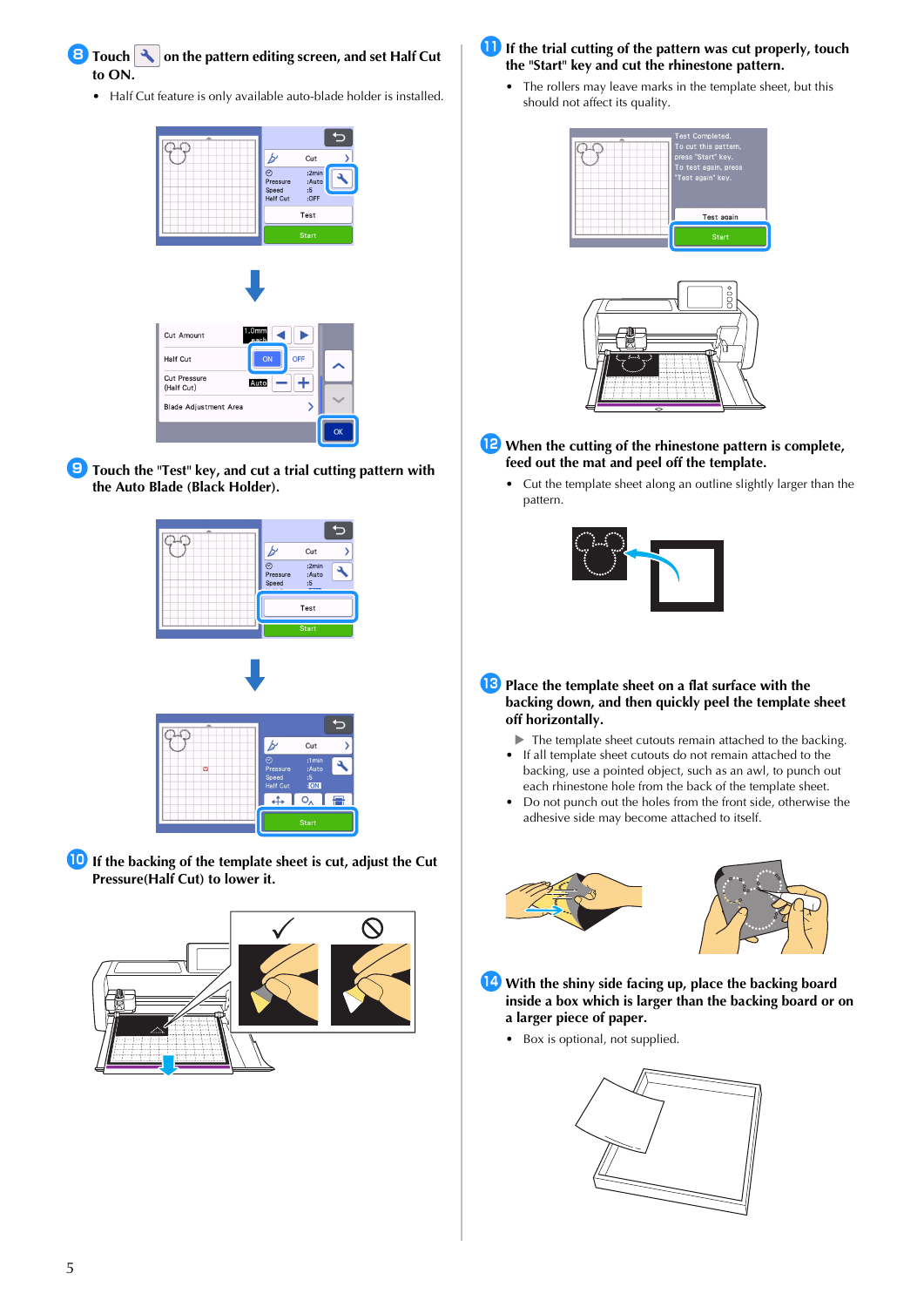**8** Touch 🔧 on the pattern editing screen, and set Half Cut to ON.

- Half Cut feature is only available auto-blade holder is installed.

**9** Touch the "Test" key, and cut a trial cutting pattern with the Auto Blade (Black Holder).

**10** If the backing of the template sheet is cut, adjust the Cut Pressure(Half Cut) to lower it.

**11** If the trial cutting of the pattern was cut properly, touch the "Start" key and cut the rhinestone pattern.

- The rollers may leave marks in the template sheet, but this should not affect its quality.

**12** When the cutting of the rhinestone pattern is complete, feed out the mat and peel off the template.

- Cut the template sheet along an outline slightly larger than the pattern.

**13** Place the template sheet on a flat surface with the backing down, and then quickly peel the template sheet off horizontally.

▶ The template sheet cutouts remain attached to the backing.

- If all template sheet cutouts do not remain attached to the backing, use a pointed object, such as an awl, to punch out each rhinestone hole from the back of the template sheet.
- Do not punch out the holes from the front side, otherwise the adhesive side may become attached to itself.

**14** With the shiny side facing up, place the backing board inside a box which is larger than the backing board or on a larger piece of paper.

- Box is optional, not supplied.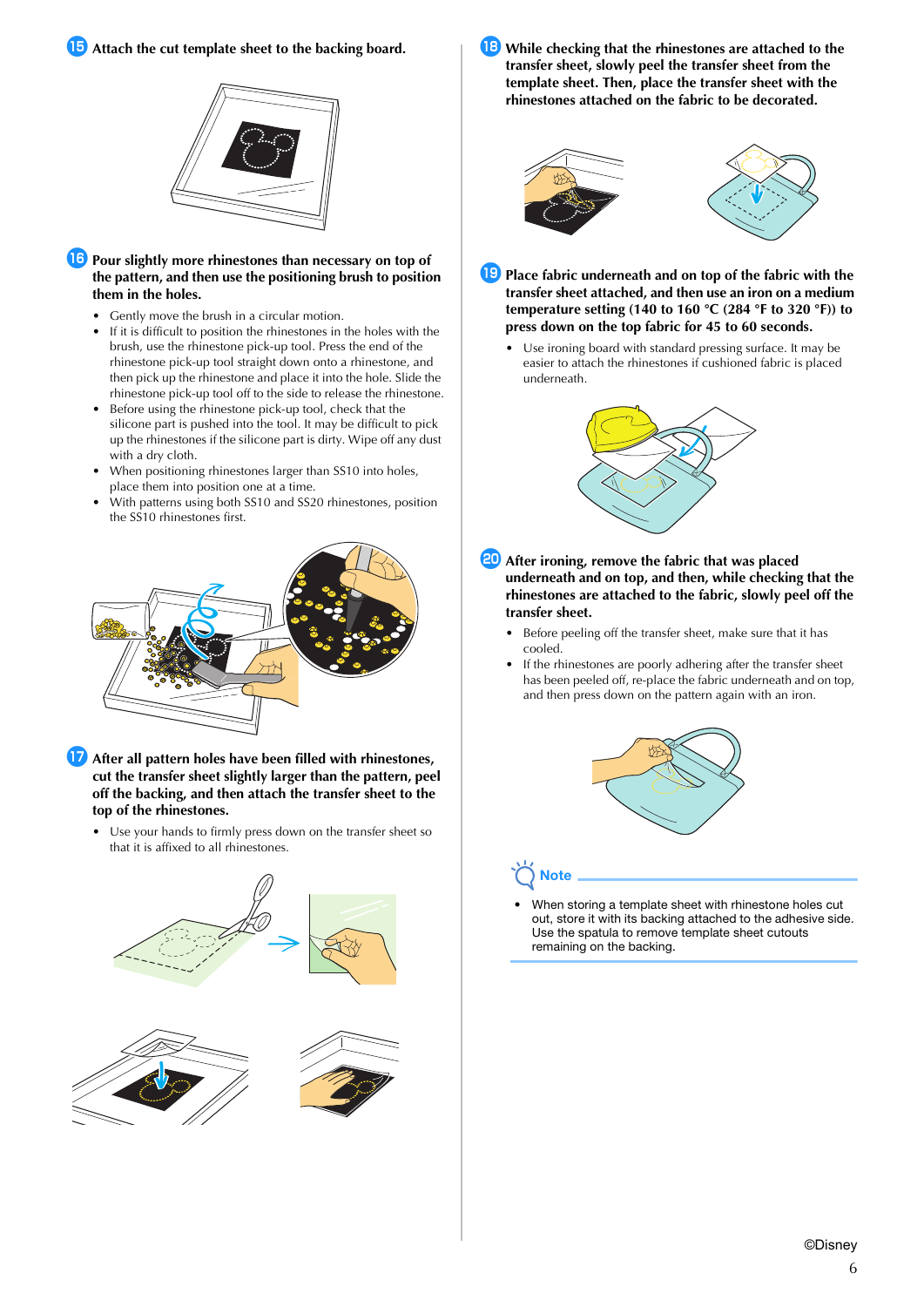**15** Attach the cut template sheet to the backing board.

**16** Pour slightly more rhinestones than necessary on top of the pattern, and then use the positioning brush to position them in the holes.

- Gently move the brush in a circular motion.
- If it is difficult to position the rhinestones in the holes with the brush, use the rhinestone pick-up tool. Press the end of the rhinestone pick-up tool straight down onto a rhinestone, and then pick up the rhinestone and place it into the hole. Slide the rhinestone pick-up tool off to the side to release the rhinestone.
- Before using the rhinestone pick-up tool, check that the silicone part is pushed into the tool. It may be difficult to pick up the rhinestones if the silicone part is dirty. Wipe off any dust with a dry cloth.
- When positioning rhinestones larger than SS10 into holes, place them into position one at a time.
- With patterns using both SS10 and SS20 rhinestones, position the SS10 rhinestones first.

**17** After all pattern holes have been filled with rhinestones, cut the transfer sheet slightly larger than the pattern, peel off the backing, and then attach the transfer sheet to the top of the rhinestones.

- Use your hands to firmly press down on the transfer sheet so that it is affixed to all rhinestones.

**18** While checking that the rhinestones are attached to the transfer sheet, slowly peel the transfer sheet from the template sheet. Then, place the transfer sheet with the rhinestones attached on the fabric to be decorated.

**19** Place fabric underneath and on top of the fabric with the transfer sheet attached, and then use an iron on a medium temperature setting (140 to 160 °C (284 °F to 320 °F)) to press down on the top fabric for 45 to 60 seconds.

- Use ironing board with standard pressing surface. It may be easier to attach the rhinestones if cushioned fabric is placed underneath.

**20** After ironing, remove the fabric that was placed underneath and on top, and then, while checking that the rhinestones are attached to the fabric, slowly peel off the transfer sheet.

- Before peeling off the transfer sheet, make sure that it has cooled.
- If the rhinestones are poorly adhering after the transfer sheet has been peeled off, re-place the fabric underneath and on top, and then press down on the pattern again with an iron.

**Note**

- When storing a template sheet with rhinestone holes cut out, store it with its backing attached to the adhesive side. Use the spatula to remove template sheet cutouts remaining on the backing.

©Disney